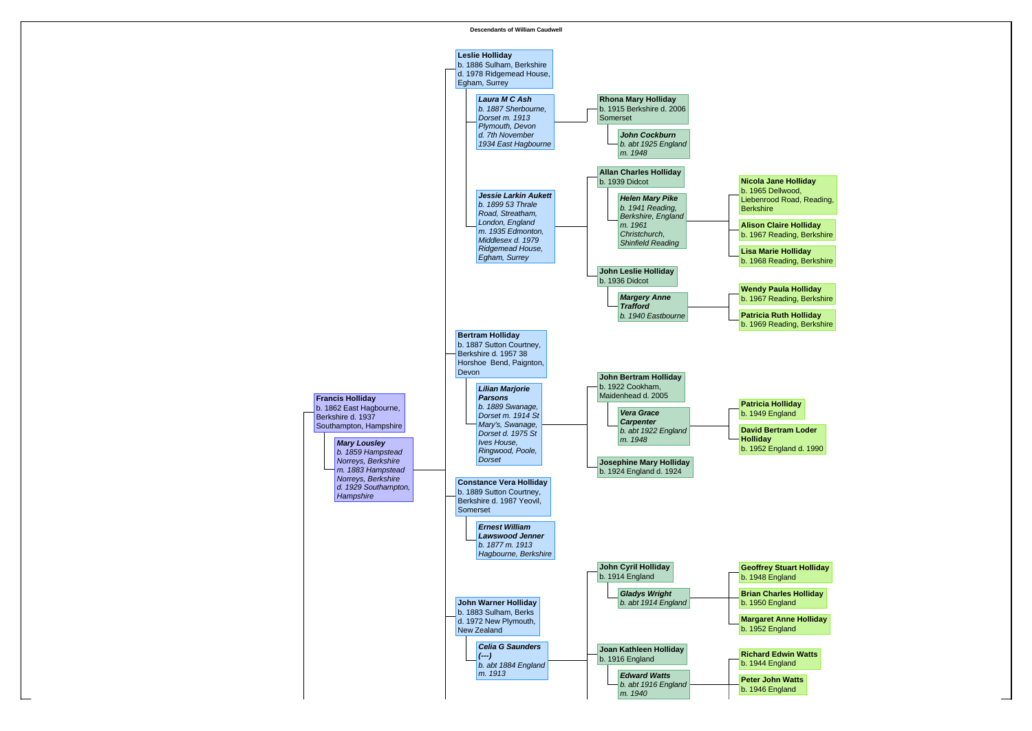# Descendants of William Caudwell

- **Francis Holliday**
  b. 1862 East Hagbourne, Berkshire d. 1937 Southampton, Hampshire
  - ***Mary Lousley***
    *b. 1859 Hampstead Norreys, Berkshire m. 1883 Hampstead Norreys, Berkshire d. 1929 Southampton, Hampshire*
    - **Leslie Holliday**
      b. 1886 Sulham, Berkshire d. 1978 Ridgemead House, Egham, Surrey
      - ***Laura M C Ash***
        *b. 1887 Sherbourne, Dorset m. 1913 Plymouth, Devon d. 7th November 1934 East Hagbourne*
        - **Rhona Mary Holliday**
          b. 1915 Berkshire d. 2006 Somerset
          - ***John Cockburn***
            *b. abt 1925 England m. 1948*
      - ***Jessie Larkin Aukett***
        *b. 1899 53 Thrale Road, Streatham, London, England m. 1935 Edmonton, Middlesex d. 1979 Ridgemead House, Egham, Surrey*
        - **Allan Charles Holliday**
          b. 1939 Didcot
          - ***Helen Mary Pike***
            *b. 1941 Reading, Berkshire, England m. 1961 Christchurch, Shinfield Reading*
            - **Nicola Jane Holliday**
              b. 1965 Dellwood, Liebenrood Road, Reading, Berkshire
            - **Alison Claire Holliday**
              b. 1967 Reading, Berkshire
            - **Lisa Marie Holliday**
              b. 1968 Reading, Berkshire
        - **John Leslie Holliday**
          b. 1936 Didcot
          - ***Margery Anne Trafford***
            *b. 1940 Eastbourne*
            - **Wendy Paula Holliday**
              b. 1967 Reading, Berkshire
            - **Patricia Ruth Holliday**
              b. 1969 Reading, Berkshire
    - **Bertram Holliday**
      b. 1887 Sutton Courtney, Berkshire d. 1957 38 Horshoe Bend, Paignton, Devon
      - ***Lilian Marjorie Parsons***
        *b. 1889 Swanage, Dorset m. 1914 St Mary's, Swanage, Dorset d. 1975 St Ives House, Ringwood, Poole, Dorset*
        - **John Bertram Holliday**
          b. 1922 Cookham, Maidenhead d. 2005
          - ***Vera Grace Carpenter***
            *b. abt 1922 England m. 1948*
            - **Patricia Holliday**
              b. 1949 England
            - **David Bertram Loder Holliday**
              b. 1952 England d. 1990
        - **Josephine Mary Holliday**
          b. 1924 England d. 1924
    - **Constance Vera Holliday**
      b. 1889 Sutton Courtney, Berkshire d. 1987 Yeovil, Somerset
      - ***Ernest William Lawswood Jenner***
        *b. 1877 m. 1913 Hagbourne, Berkshire*
    - **John Warner Holliday**
      b. 1883 Sulham, Berks d. 1972 New Plymouth, New Zealand
      - ***Celia G Saunders (---)***
        *b. abt 1884 England m. 1913*
        - **John Cyril Holliday**
          b. 1914 England
          - ***Gladys Wright***
            *b. abt 1914 England*
            - **Geoffrey Stuart Holliday**
              b. 1948 England
            - **Brian Charles Holliday**
              b. 1950 England
            - **Margaret Anne Holliday**
              b. 1952 England
        - **Joan Kathleen Holliday**
          b. 1916 England
          - ***Edward Watts***
            *b. abt 1916 England m. 1940*
            - **Richard Edwin Watts**
              b. 1944 England
            - **Peter John Watts**
              b. 1946 England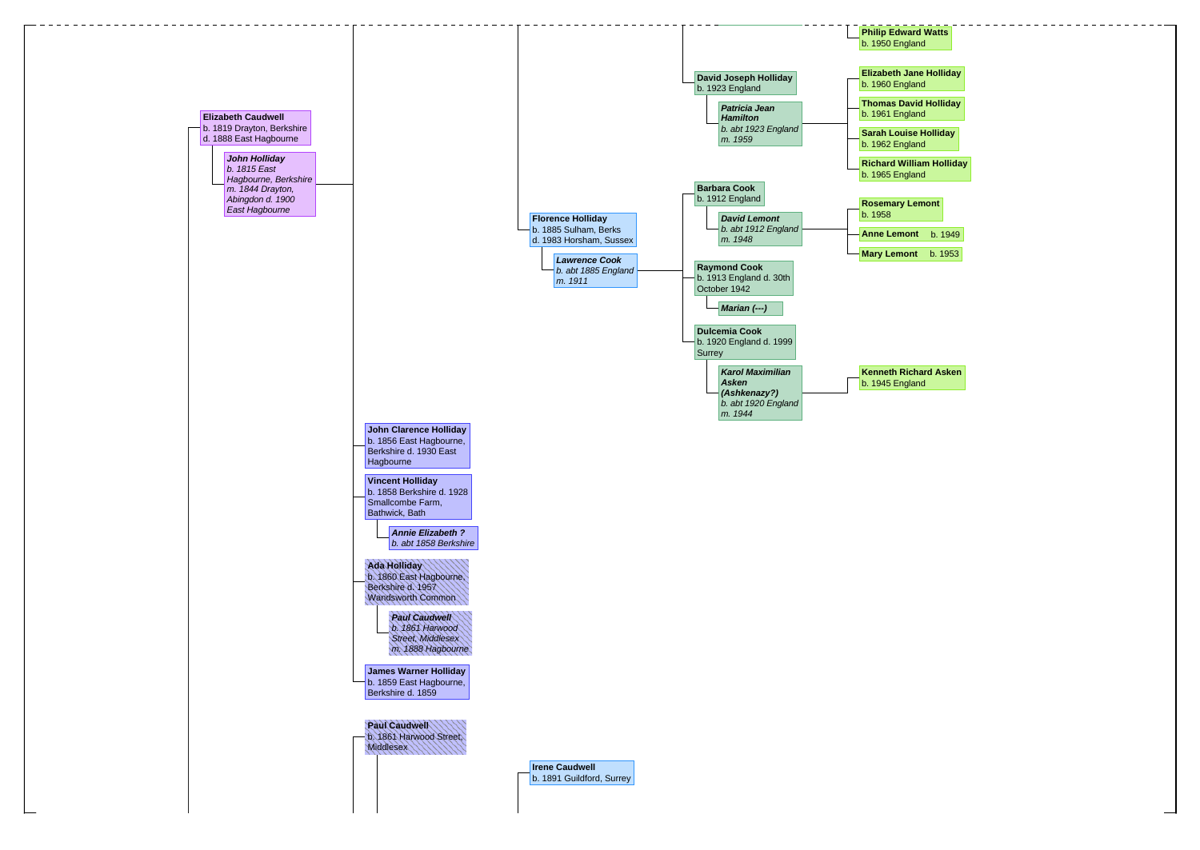- **Elizabeth Caudwell**
  b. 1819 Drayton, Berkshire
  d. 1888 East Hagbourne
  - ***John Holliday***
    *b. 1815 East Hagbourne, Berkshire*
    *m. 1844 Drayton, Abingdon d. 1900 East Hagbourne*
    - **Florence Holliday**
      b. 1885 Sulham, Berks
      d. 1983 Horsham, Sussex
      - ***Lawrence Cook***
        *b. abt 1885 England*
        *m. 1911*
        - **David Joseph Holliday**
          b. 1923 England
          - ***Patricia Jean Hamilton***
            *b. abt 1923 England*
            *m. 1959*
            - **Philip Edward Watts**
              b. 1950 England
            - **Elizabeth Jane Holliday**
              b. 1960 England
            - **Thomas David Holliday**
              b. 1961 England
            - **Sarah Louise Holliday**
              b. 1962 England
            - **Richard William Holliday**
              b. 1965 England
        - **Barbara Cook**
          b. 1912 England
          - ***David Lemont***
            *b. abt 1912 England*
            *m. 1948*
            - **Rosemary Lemont**
              b. 1958
            - **Anne Lemont** b. 1949
            - **Mary Lemont** b. 1953
        - **Raymond Cook**
          b. 1913 England d. 30th October 1942
          - ***Marian (---)***
        - **Dulcemia Cook**
          b. 1920 England d. 1999 Surrey
          - ***Karol Maximilian Asken (Ashkenazy?)***
            *b. abt 1920 England*
            *m. 1944*
            - **Kenneth Richard Asken**
              b. 1945 England
    - **John Clarence Holliday**
      b. 1856 East Hagbourne, Berkshire d. 1930 East Hagbourne
    - **Vincent Holliday**
      b. 1858 Berkshire d. 1928 Smallcombe Farm, Bathwick, Bath
      - ***Annie Elizabeth ?***
        *b. abt 1858 Berkshire*
    - **Ada Holliday**
      b. 1860 East Hagbourne, Berkshire d. 1957 Wandsworth Common
      - ***Paul Caudwell***
        *b. 1861 Harwood Street, Middlesex*
        *m. 1888 Hagbourne*
    - **James Warner Holliday**
      b. 1859 East Hagbourne, Berkshire d. 1859
    - **Paul Caudwell**
      b. 1861 Harwood Street, Middlesex
      - **Irene Caudwell**
        b. 1891 Guildford, Surrey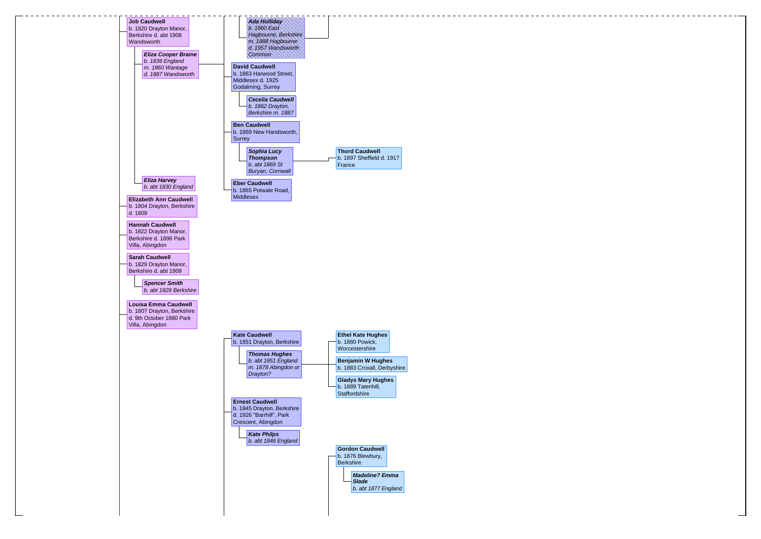**Job Caudwell**
b. 1820 Drayton Manor, Berkshire d. abt 1908 Wandsworth

- ***Eliza Cooper Braine***
  *b. 1836 England m. 1860 Wantage d. 1887 Wandsworth*
  - ***Ada Holliday***
    *b. 1860 East Hagbourne, Berkshire m. 1888 Hagbourne d. 1957 Wandsworth Common*
  - **David Caudwell**
    b. 1863 Harwood Street, Middlesex d. 1925 Godalming, Surrey
    - ***Cecelia Caudwell***
      *b. 1862 Drayton, Berkshire m. 1887*
  - **Ben Caudwell**
    b. 1869 New Handsworth, Surrey
    - ***Sophia Lucy Thompson***
      *b. abt 1869 St Buryan, Cornwall*
      - **Thord Caudwell**
        b. 1897 Sheffield d. 1917 France
  - **Eber Caudwell**
    b. 1865 Potwale Road, Middlesex
- ***Eliza Harvey***
  *b. abt 1830 England*

**Elizabeth Ann Caudwell**
b. 1804 Drayton, Berkshire d. 1809

**Hannah Caudwell**
b. 1822 Drayton Manor, Berkshire d. 1896 Park Villa, Abingdon

**Sarah Caudwell**
b. 1829 Drayton Manor, Berkshire d. abt 1909

- ***Spencer Smith***
  *b. abt 1829 Berkshire*

**Louisa Emma Caudwell**
b. 1807 Drayton, Berkshire d. 9th October 1880 Park Villa, Abingdon

**Kate Caudwell**
b. 1851 Drayton, Berkshire

- ***Thomas Hughes***
  *b. abt 1851 England m. 1878 Abingdon or Drayton?*
  - **Ethel Kate Hughes**
    b. 1880 Powick, Worcestershire
  - **Benjamin W Hughes**
    b. 1883 Croxall, Derbyshire
  - **Gladys Mary Hughes**
    b. 1889 Tatenhill, Staffordshire

**Ernest Caudwell**
b. 1845 Drayton, Berkshire d. 1926 "Barrhill", Park Crescent, Abingdon

- ***Kate Philps***
  *b. abt 1846 England*

**Gordon Caudwell**
b. 1876 Blewbury, Berkshire

- ***Madeline? Emma Slade***
  *b. abt 1877 England*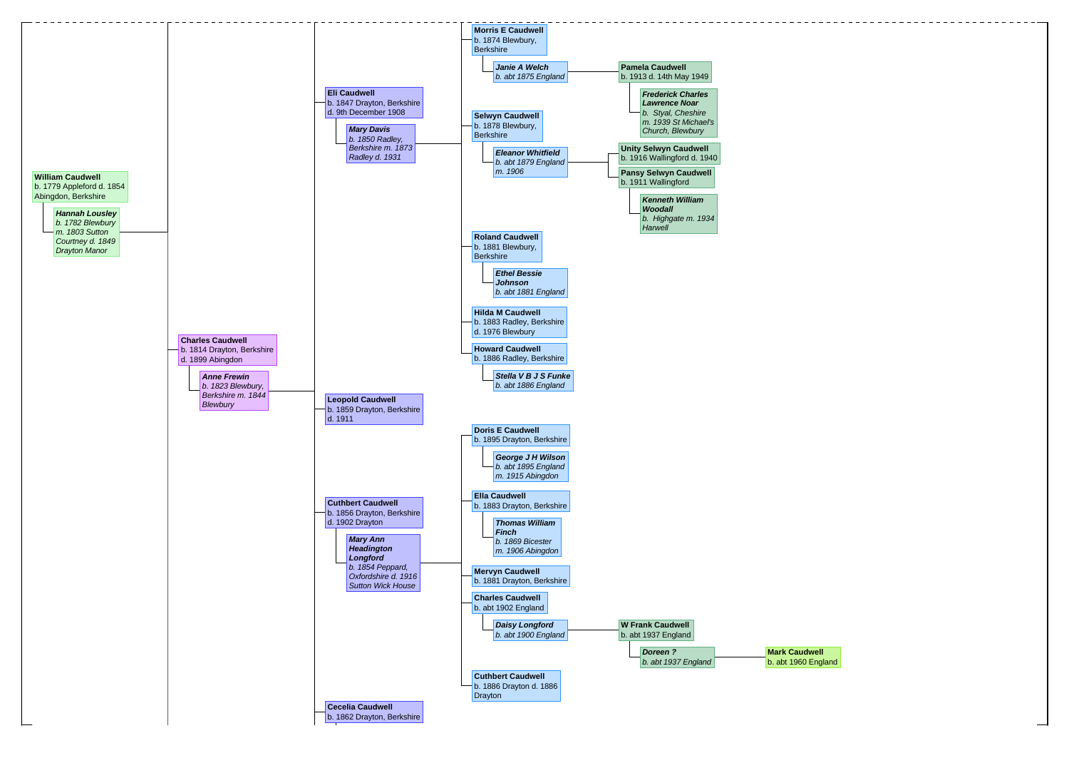- **William Caudwell**
  b. 1779 Appleford d. 1854 Abingdon, Berkshire
  - ***Hannah Lousley***
    *b. 1782 Blewbury m. 1803 Sutton Courtney d. 1849 Drayton Manor*
    - **Charles Caudwell**
      b. 1814 Drayton, Berkshire d. 1899 Abingdon
      - ***Anne Frewin***
        *b. 1823 Blewbury, Berkshire m. 1844 Blewbury*
        - **Eli Caudwell**
          b. 1847 Drayton, Berkshire d. 9th December 1908
          - ***Mary Davis***
            *b. 1850 Radley, Berkshire m. 1873 Radley d. 1931*
            - **Morris E Caudwell**
              b. 1874 Blewbury, Berkshire
              - ***Janie A Welch***
                *b. abt 1875 England*
                - **Pamela Caudwell**
                  b. 1913 d. 14th May 1949
                  - ***Frederick Charles Lawrence Noar***
                    *b. Styal, Cheshire m. 1939 St Michael's Church, Blewbury*
            - **Selwyn Caudwell**
              b. 1878 Blewbury, Berkshire
              - ***Eleanor Whitfield***
                *b. abt 1879 England m. 1906*
                - **Unity Selwyn Caudwell**
                  b. 1916 Wallingford d. 1940
                - **Pansy Selwyn Caudwell**
                  b. 1911 Wallingford
                  - ***Kenneth William Woodall***
                    *b. Highgate m. 1934 Harwell*
            - **Roland Caudwell**
              b. 1881 Blewbury, Berkshire
              - ***Ethel Bessie Johnson***
                *b. abt 1881 England*
            - **Hilda M Caudwell**
              b. 1883 Radley, Berkshire d. 1976 Blewbury
            - **Howard Caudwell**
              b. 1886 Radley, Berkshire
              - ***Stella V B J S Funke***
                *b. abt 1886 England*
        - **Leopold Caudwell**
          b. 1859 Drayton, Berkshire d. 1911
        - **Cuthbert Caudwell**
          b. 1856 Drayton, Berkshire d. 1902 Drayton
          - ***Mary Ann Headington Longford***
            *b. 1854 Peppard, Oxfordshire d. 1916 Sutton Wick House*
            - **Doris E Caudwell**
              b. 1895 Drayton, Berkshire
              - ***George J H Wilson***
                *b. abt 1895 England m. 1915 Abingdon*
            - **Ella Caudwell**
              b. 1883 Drayton, Berkshire
              - ***Thomas William Finch***
                *b. 1869 Bicester m. 1906 Abingdon*
            - **Mervyn Caudwell**
              b. 1881 Drayton, Berkshire
            - **Charles Caudwell**
              b. abt 1902 England
              - ***Daisy Longford***
                *b. abt 1900 England*
                - **W Frank Caudwell**
                  b. abt 1937 England
                  - ***Doreen ?***
                    *b. abt 1937 England*
                    - **Mark Caudwell**
                      b. abt 1960 England
            - **Cuthbert Caudwell**
              b. 1886 Drayton d. 1886 Drayton
        - **Cecelia Caudwell**
          b. 1862 Drayton, Berkshire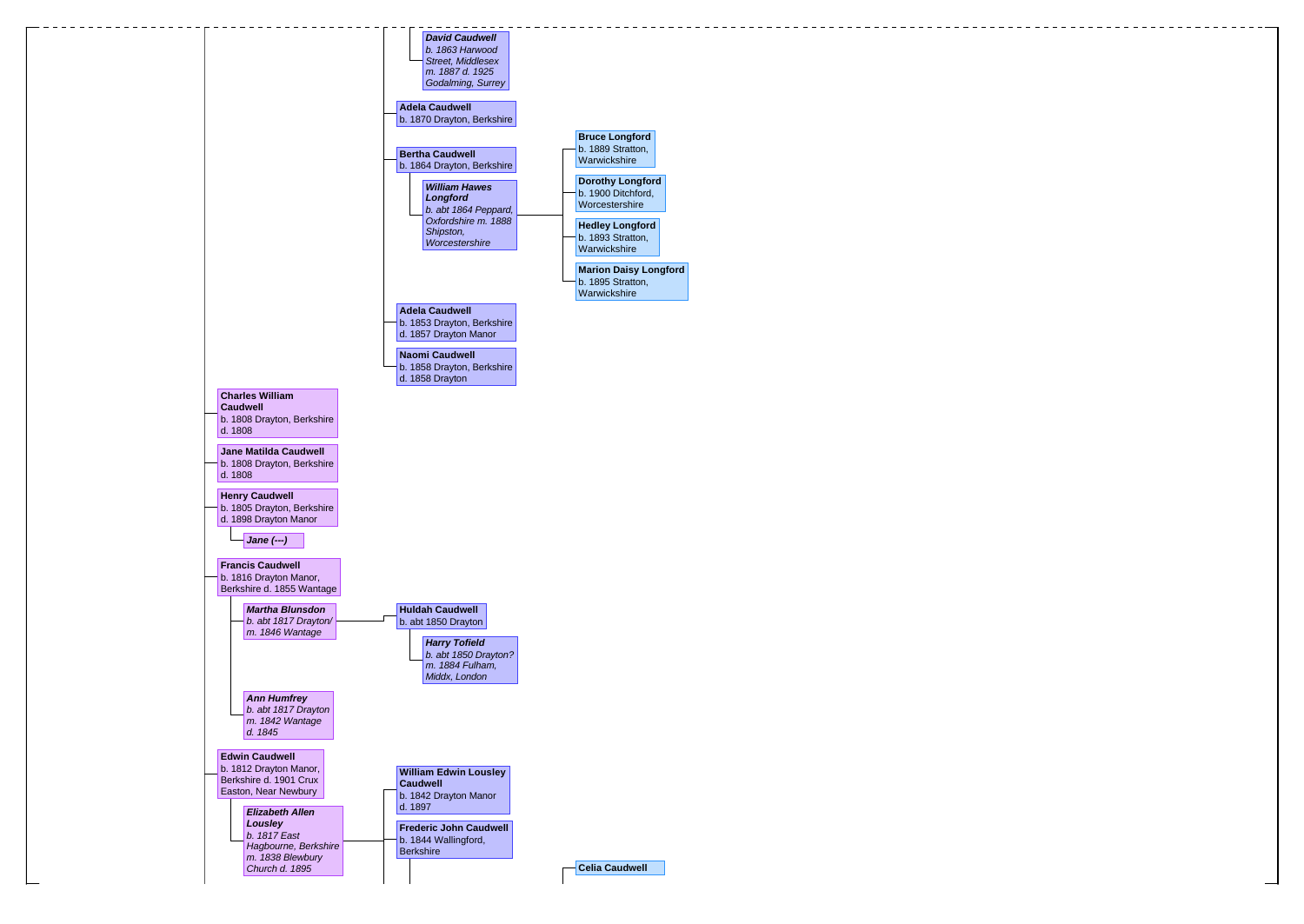- ***David Caudwell***
  *b. 1863 Harwood Street, Middlesex m. 1887 d. 1925 Godalming, Surrey*

- **Adela Caudwell**
  b. 1870 Drayton, Berkshire

- **Bertha Caudwell**
  b. 1864 Drayton, Berkshire
  - ***William Hawes Longford***
    *b. abt 1864 Peppard, Oxfordshire m. 1888 Shipston, Worcestershire*
    - **Bruce Longford**
      b. 1889 Stratton, Warwickshire
    - **Dorothy Longford**
      b. 1900 Ditchford, Worcestershire
    - **Hedley Longford**
      b. 1893 Stratton, Warwickshire
    - **Marion Daisy Longford**
      b. 1895 Stratton, Warwickshire

- **Adela Caudwell**
  b. 1853 Drayton, Berkshire d. 1857 Drayton Manor

- **Naomi Caudwell**
  b. 1858 Drayton, Berkshire d. 1858 Drayton

**Charles William Caudwell**
b. 1808 Drayton, Berkshire d. 1808

**Jane Matilda Caudwell**
b. 1808 Drayton, Berkshire d. 1808

**Henry Caudwell**
b. 1805 Drayton, Berkshire d. 1898 Drayton Manor
- ***Jane (---)***

**Francis Caudwell**
b. 1816 Drayton Manor, Berkshire d. 1855 Wantage
- ***Martha Blunsdon***
  *b. abt 1817 Drayton/ m. 1846 Wantage*
  - **Huldah Caudwell**
    b. abt 1850 Drayton
    - ***Harry Tofield***
      *b. abt 1850 Drayton? m. 1884 Fulham, Middx, London*
- ***Ann Humfrey***
  *b. abt 1817 Drayton m. 1842 Wantage d. 1845*

**Edwin Caudwell**
b. 1812 Drayton Manor, Berkshire d. 1901 Crux Easton, Near Newbury
- ***Elizabeth Allen Lousley***
  *b. 1817 East Hagbourne, Berkshire m. 1838 Blewbury Church d. 1895*
  - **William Edwin Lousley Caudwell**
    b. 1842 Drayton Manor d. 1897
  - **Frederic John Caudwell**
    b. 1844 Wallingford, Berkshire
    - **Celia Caudwell**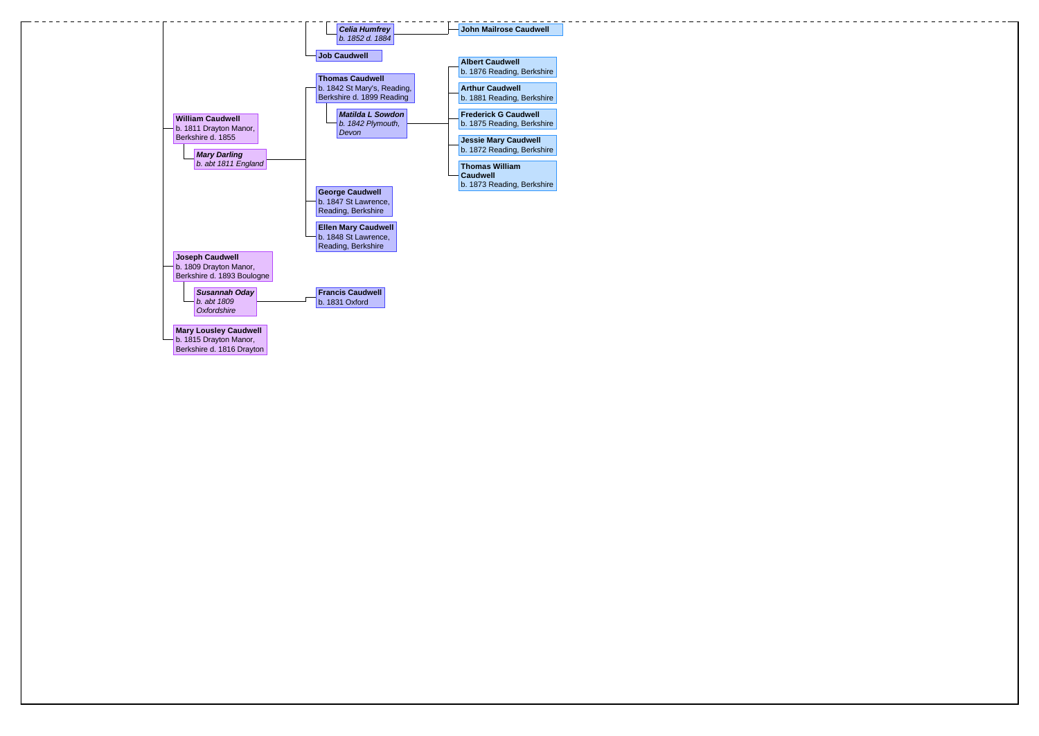**Celia Humfrey**
*b. 1852 d. 1884*

**John Mailrose Caudwell**

**Job Caudwell**

**Thomas Caudwell**
b. 1842 St Mary's, Reading, Berkshire d. 1899 Reading

**Albert Caudwell**
b. 1876 Reading, Berkshire

**Arthur Caudwell**
b. 1881 Reading, Berkshire

***Matilda L Sowdon***
*b. 1842 Plymouth, Devon*

**Frederick G Caudwell**
b. 1875 Reading, Berkshire

**William Caudwell**
b. 1811 Drayton Manor, Berkshire d. 1855

**Jessie Mary Caudwell**
b. 1872 Reading, Berkshire

***Mary Darling***
*b. abt 1811 England*

**Thomas William Caudwell**
b. 1873 Reading, Berkshire

**George Caudwell**
b. 1847 St Lawrence, Reading, Berkshire

**Ellen Mary Caudwell**
b. 1848 St Lawrence, Reading, Berkshire

**Joseph Caudwell**
b. 1809 Drayton Manor, Berkshire d. 1893 Boulogne

***Susannah Oday***
*b. abt 1809 Oxfordshire*

**Francis Caudwell**
b. 1831 Oxford

**Mary Lousley Caudwell**
b. 1815 Drayton Manor, Berkshire d. 1816 Drayton